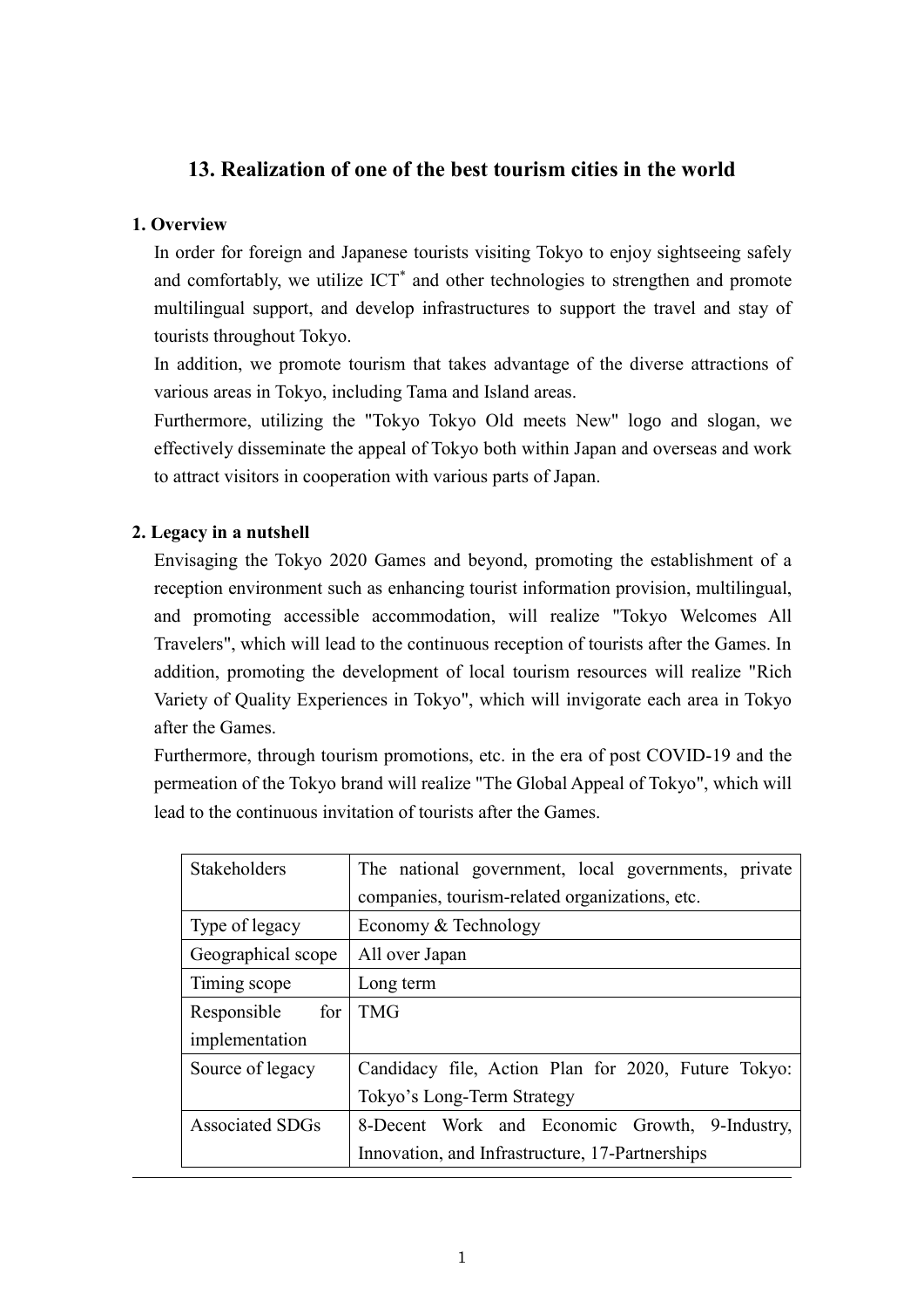# 13. Realization of one of the best tourism cities in the world

## 1. Overview

In order for foreign and Japanese tourists visiting Tokyo to enjoy sightseeing safely and comfortably, we utilize ICT* and other technologies to strengthen and promote multilingual support, and develop infrastructures to support the travel and stay of tourists throughout Tokyo.

In addition, we promote tourism that takes advantage of the diverse attractions of various areas in Tokyo, including Tama and Island areas.

Furthermore, utilizing the "Tokyo Tokyo Old meets New" logo and slogan, we effectively disseminate the appeal of Tokyo both within Japan and overseas and work to attract visitors in cooperation with various parts of Japan.

## 2. Legacy in a nutshell

Envisaging the Tokyo 2020 Games and beyond, promoting the establishment of a reception environment such as enhancing tourist information provision, multilingual, and promoting accessible accommodation, will realize "Tokyo Welcomes All Travelers", which will lead to the continuous reception of tourists after the Games. In addition, promoting the development of local tourism resources will realize "Rich Variety of Quality Experiences in Tokyo", which will invigorate each area in Tokyo after the Games.

Furthermore, through tourism promotions, etc. in the era of post COVID-19 and the permeation of the Tokyo brand will realize "The Global Appeal of Tokyo", which will lead to the continuous invitation of tourists after the Games.

| | |
|---|---|
| Stakeholders | The national government, local governments, private companies, tourism-related organizations, etc. |
| Type of legacy | Economy & Technology |
| Geographical scope | All over Japan |
| Timing scope | Long term |
| Responsible for implementation | TMG |
| Source of legacy | Candidacy file, Action Plan for 2020, Future Tokyo: Tokyo's Long-Term Strategy |
| Associated SDGs | 8-Decent Work and Economic Growth, 9-Industry, Innovation, and Infrastructure, 17-Partnerships |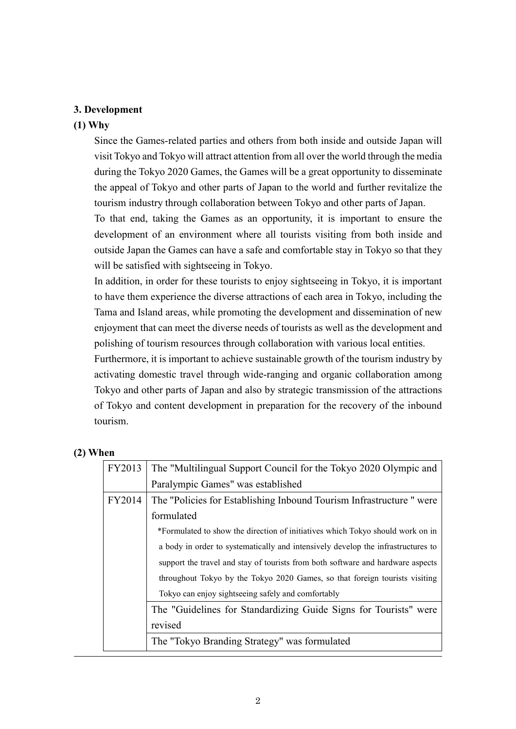### 3. Development

#### (1) Why

Since the Games-related parties and others from both inside and outside Japan will visit Tokyo and Tokyo will attract attention from all over the world through the media during the Tokyo 2020 Games, the Games will be a great opportunity to disseminate the appeal of Tokyo and other parts of Japan to the world and further revitalize the tourism industry through collaboration between Tokyo and other parts of Japan.

To that end, taking the Games as an opportunity, it is important to ensure the development of an environment where all tourists visiting from both inside and outside Japan the Games can have a safe and comfortable stay in Tokyo so that they will be satisfied with sightseeing in Tokyo.

In addition, in order for these tourists to enjoy sightseeing in Tokyo, it is important to have them experience the diverse attractions of each area in Tokyo, including the Tama and Island areas, while promoting the development and dissemination of new enjoyment that can meet the diverse needs of tourists as well as the development and polishing of tourism resources through collaboration with various local entities.

Furthermore, it is important to achieve sustainable growth of the tourism industry by activating domestic travel through wide-ranging and organic collaboration among Tokyo and other parts of Japan and also by strategic transmission of the attractions of Tokyo and content development in preparation for the recovery of the inbound tourism.

#### (2) When

| | |
|---|---|
| FY2013 | The "Multilingual Support Council for the Tokyo 2020 Olympic and Paralympic Games" was established |
| FY2014 | The "Policies for Establishing Inbound Tourism Infrastructure " were formulated<br>*Formulated to show the direction of initiatives which Tokyo should work on in a body in order to systematically and intensively develop the infrastructures to support the travel and stay of tourists from both software and hardware aspects throughout Tokyo by the Tokyo 2020 Games, so that foreign tourists visiting Tokyo can enjoy sightseeing safely and comfortably |
| | The "Guidelines for Standardizing Guide Signs for Tourists" were revised |
| | The "Tokyo Branding Strategy" was formulated |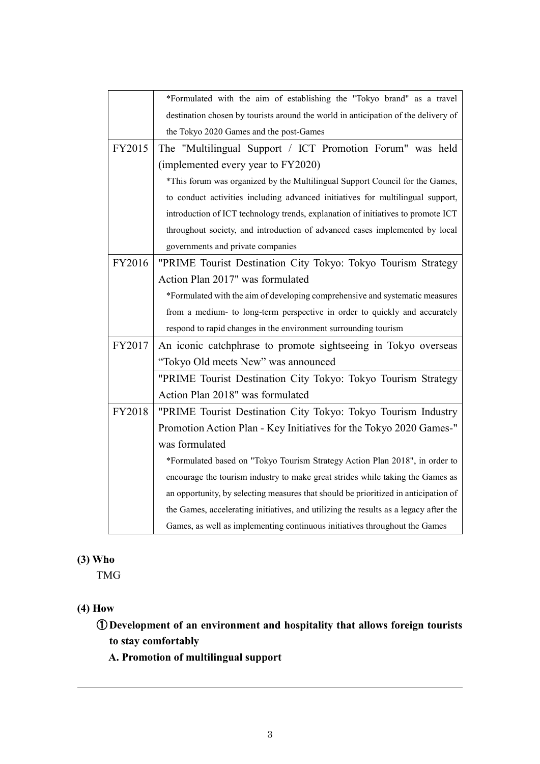| | |
|---|---|
| | *Formulated with the aim of establishing the "Tokyo brand" as a travel destination chosen by tourists around the world in anticipation of the delivery of the Tokyo 2020 Games and the post-Games |
| FY2015 | The "Multilingual Support / ICT Promotion Forum" was held (implemented every year to FY2020)<br>*This forum was organized by the Multilingual Support Council for the Games, to conduct activities including advanced initiatives for multilingual support, introduction of ICT technology trends, explanation of initiatives to promote ICT throughout society, and introduction of advanced cases implemented by local governments and private companies |
| FY2016 | "PRIME Tourist Destination City Tokyo: Tokyo Tourism Strategy Action Plan 2017" was formulated<br>*Formulated with the aim of developing comprehensive and systematic measures from a medium- to long-term perspective in order to quickly and accurately respond to rapid changes in the environment surrounding tourism |
| FY2017 | An iconic catchphrase to promote sightseeing in Tokyo overseas "Tokyo Old meets New" was announced |
| | "PRIME Tourist Destination City Tokyo: Tokyo Tourism Strategy Action Plan 2018" was formulated |
| FY2018 | "PRIME Tourist Destination City Tokyo: Tokyo Tourism Industry Promotion Action Plan - Key Initiatives for the Tokyo 2020 Games-" was formulated<br>*Formulated based on "Tokyo Tourism Strategy Action Plan 2018", in order to encourage the tourism industry to make great strides while taking the Games as an opportunity, by selecting measures that should be prioritized in anticipation of the Games, accelerating initiatives, and utilizing the results as a legacy after the Games, as well as implementing continuous initiatives throughout the Games |

**(3) Who**

TMG

**(4) How**

**① Development of an environment and hospitality that allows foreign tourists to stay comfortably**

**A. Promotion of multilingual support**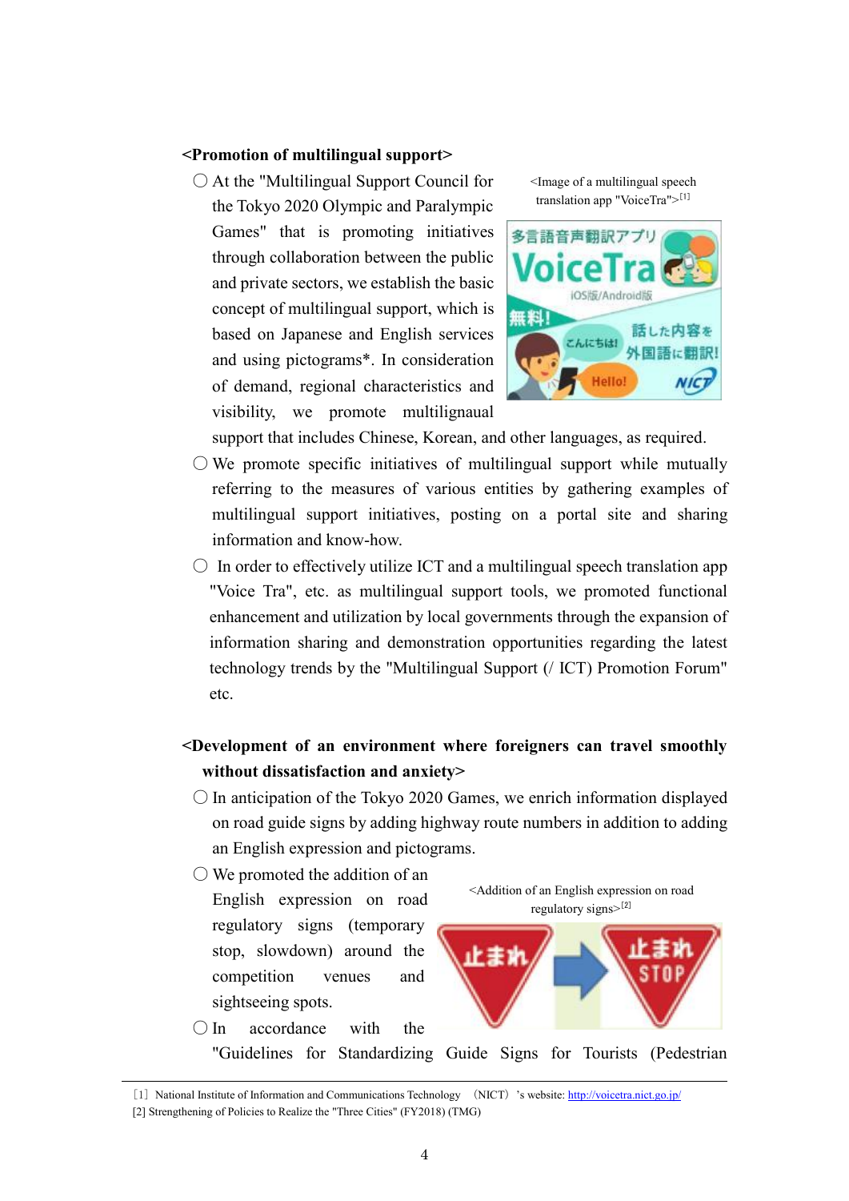**<Promotion of multilingual support>**

○ At the "Multilingual Support Council for the Tokyo 2020 Olympic and Paralympic Games" that is promoting initiatives through collaboration between the public and private sectors, we establish the basic concept of multilingual support, which is based on Japanese and English services and using pictograms*. In consideration of demand, regional characteristics and visibility, we promote multilingnaual support that includes Chinese, Korean, and other languages, as required.

<Image of a multilingual speech translation app "VoiceTra">[1]

○ We promote specific initiatives of multilingual support while mutually referring to the measures of various entities by gathering examples of multilingual support initiatives, posting on a portal site and sharing information and know-how.

○ In order to effectively utilize ICT and a multilingual speech translation app "Voice Tra", etc. as multilingual support tools, we promoted functional enhancement and utilization by local governments through the expansion of information sharing and demonstration opportunities regarding the latest technology trends by the "Multilingual Support (/ ICT) Promotion Forum" etc.

**<Development of an environment where foreigners can travel smoothly without dissatisfaction and anxiety>**

○ In anticipation of the Tokyo 2020 Games, we enrich information displayed on road guide signs by adding highway route numbers in addition to adding an English expression and pictograms.

○ We promoted the addition of an English expression on road regulatory signs (temporary stop, slowdown) around the competition venues and sightseeing spots.

<Addition of an English expression on road regulatory signs>[2]

○ In accordance with the "Guidelines for Standardizing Guide Signs for Tourists (Pedestrian

---

[1] National Institute of Information and Communications Technology （NICT）'s website: http://voicetra.nict.go.jp/
[2] Strengthening of Policies to Realize the "Three Cities" (FY2018) (TMG)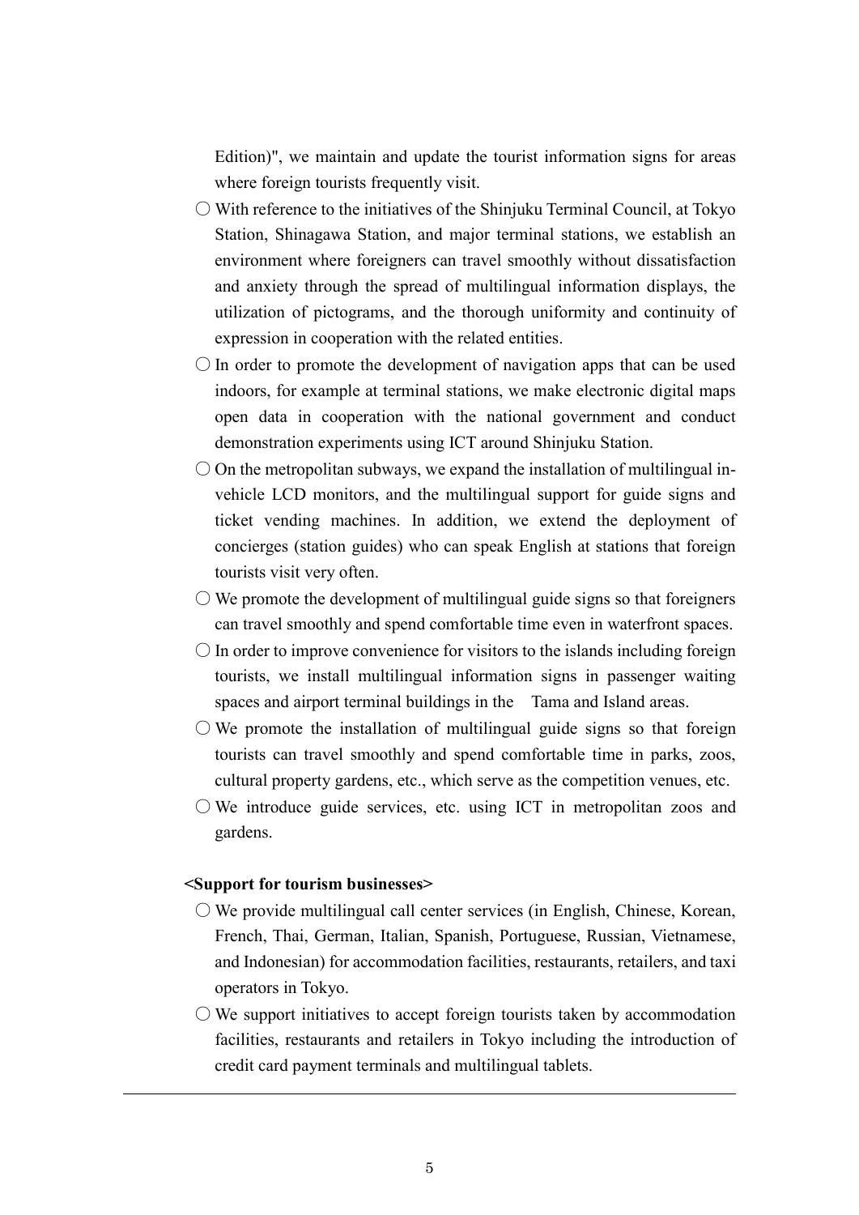Edition)", we maintain and update the tourist information signs for areas where foreign tourists frequently visit.

- ○ With reference to the initiatives of the Shinjuku Terminal Council, at Tokyo Station, Shinagawa Station, and major terminal stations, we establish an environment where foreigners can travel smoothly without dissatisfaction and anxiety through the spread of multilingual information displays, the utilization of pictograms, and the thorough uniformity and continuity of expression in cooperation with the related entities.
- ○ In order to promote the development of navigation apps that can be used indoors, for example at terminal stations, we make electronic digital maps open data in cooperation with the national government and conduct demonstration experiments using ICT around Shinjuku Station.
- ○ On the metropolitan subways, we expand the installation of multilingual in-vehicle LCD monitors, and the multilingual support for guide signs and ticket vending machines. In addition, we extend the deployment of concierges (station guides) who can speak English at stations that foreign tourists visit very often.
- ○ We promote the development of multilingual guide signs so that foreigners can travel smoothly and spend comfortable time even in waterfront spaces.
- ○ In order to improve convenience for visitors to the islands including foreign tourists, we install multilingual information signs in passenger waiting spaces and airport terminal buildings in the Tama and Island areas.
- ○ We promote the installation of multilingual guide signs so that foreign tourists can travel smoothly and spend comfortable time in parks, zoos, cultural property gardens, etc., which serve as the competition venues, etc.
- ○ We introduce guide services, etc. using ICT in metropolitan zoos and gardens.

**<Support for tourism businesses>**

- ○ We provide multilingual call center services (in English, Chinese, Korean, French, Thai, German, Italian, Spanish, Portuguese, Russian, Vietnamese, and Indonesian) for accommodation facilities, restaurants, retailers, and taxi operators in Tokyo.
- ○ We support initiatives to accept foreign tourists taken by accommodation facilities, restaurants and retailers in Tokyo including the introduction of credit card payment terminals and multilingual tablets.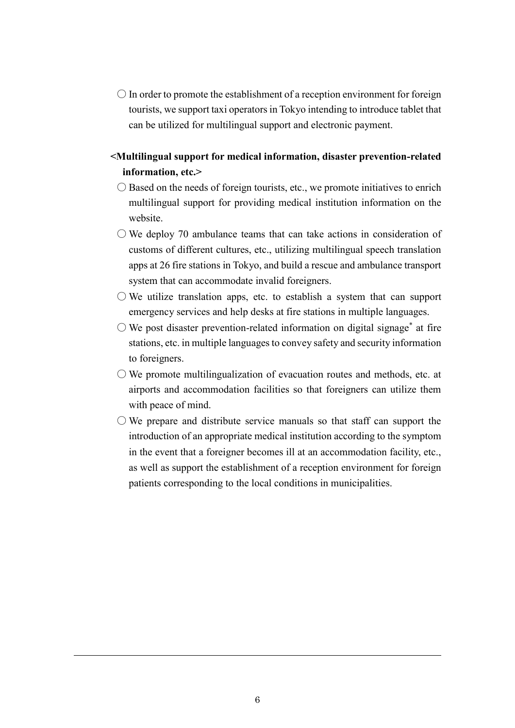○ In order to promote the establishment of a reception environment for foreign tourists, we support taxi operators in Tokyo intending to introduce tablet that can be utilized for multilingual support and electronic payment.

**<Multilingual support for medical information, disaster prevention-related information, etc.>**

○ Based on the needs of foreign tourists, etc., we promote initiatives to enrich multilingual support for providing medical institution information on the website.

○ We deploy 70 ambulance teams that can take actions in consideration of customs of different cultures, etc., utilizing multilingual speech translation apps at 26 fire stations in Tokyo, and build a rescue and ambulance transport system that can accommodate invalid foreigners.

○ We utilize translation apps, etc. to establish a system that can support emergency services and help desks at fire stations in multiple languages.

○ We post disaster prevention-related information on digital signage* at fire stations, etc. in multiple languages to convey safety and security information to foreigners.

○ We promote multilingualization of evacuation routes and methods, etc. at airports and accommodation facilities so that foreigners can utilize them with peace of mind.

○ We prepare and distribute service manuals so that staff can support the introduction of an appropriate medical institution according to the symptom in the event that a foreigner becomes ill at an accommodation facility, etc., as well as support the establishment of a reception environment for foreign patients corresponding to the local conditions in municipalities.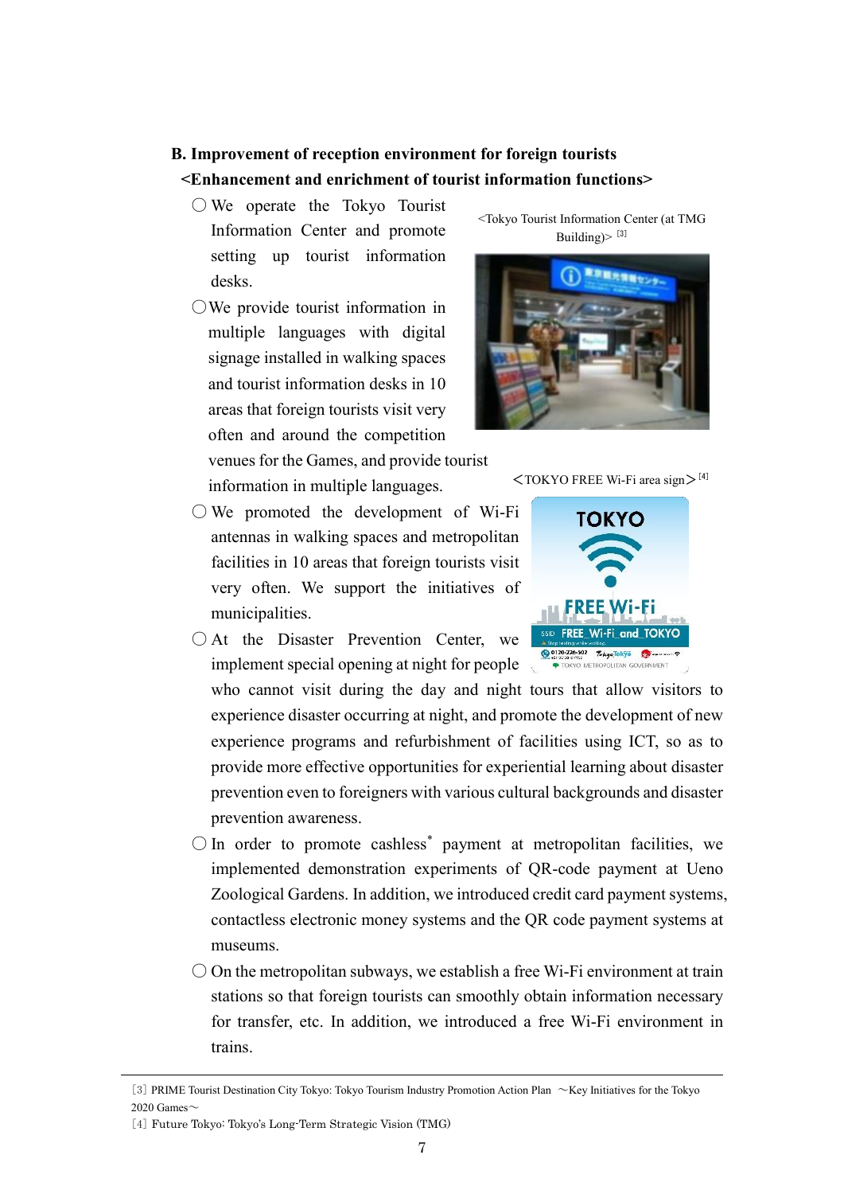**B. Improvement of reception environment for foreign tourists**

**<Enhancement and enrichment of tourist information functions>**

<Tokyo Tourist Information Center (at TMG Building)> [3]

<TOKYO FREE Wi-Fi area sign> [4]

- ○ We operate the Tokyo Tourist Information Center and promote setting up tourist information desks.
- ○ We provide tourist information in multiple languages with digital signage installed in walking spaces and tourist information desks in 10 areas that foreign tourists visit very often and around the competition venues for the Games, and provide tourist information in multiple languages.
- ○ We promoted the development of Wi-Fi antennas in walking spaces and metropolitan facilities in 10 areas that foreign tourists visit very often. We support the initiatives of municipalities.
- ○ At the Disaster Prevention Center, we implement special opening at night for people who cannot visit during the day and night tours that allow visitors to experience disaster occurring at night, and promote the development of new experience programs and refurbishment of facilities using ICT, so as to provide more effective opportunities for experiential learning about disaster prevention even to foreigners with various cultural backgrounds and disaster prevention awareness.
- ○ In order to promote cashless* payment at metropolitan facilities, we implemented demonstration experiments of QR-code payment at Ueno Zoological Gardens. In addition, we introduced credit card payment systems, contactless electronic money systems and the QR code payment systems at museums.
- ○ On the metropolitan subways, we establish a free Wi-Fi environment at train stations so that foreign tourists can smoothly obtain information necessary for transfer, etc. In addition, we introduced a free Wi-Fi environment in trains.

---

[3] PRIME Tourist Destination City Tokyo: Tokyo Tourism Industry Promotion Action Plan ～Key Initiatives for the Tokyo 2020 Games～

[4] Future Tokyo: Tokyo's Long-Term Strategic Vision (TMG)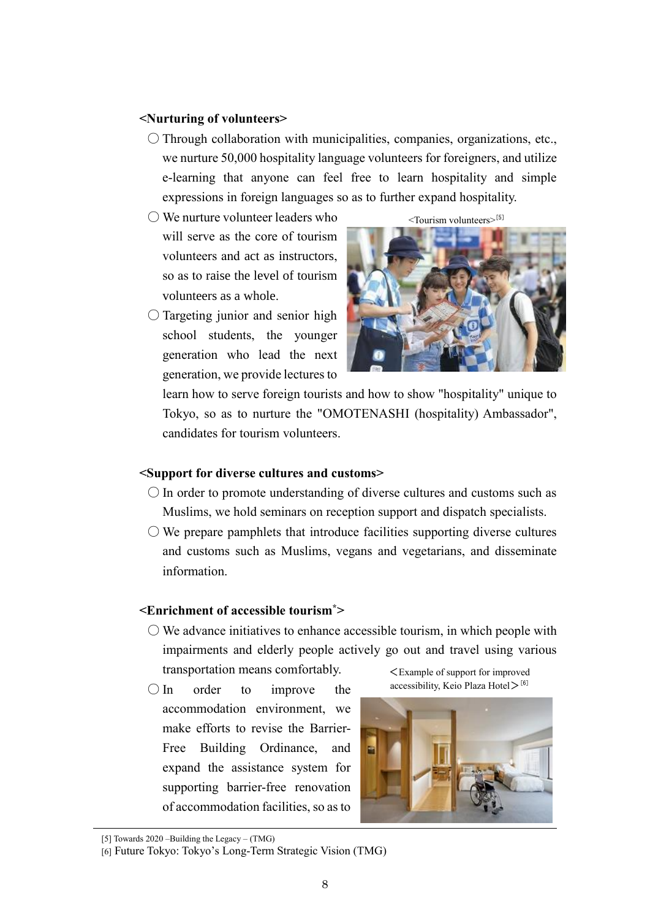**<Nurturing of volunteers>**

○ Through collaboration with municipalities, companies, organizations, etc., we nurture 50,000 hospitality language volunteers for foreigners, and utilize e-learning that anyone can feel free to learn hospitality and simple expressions in foreign languages so as to further expand hospitality.

○ We nurture volunteer leaders who will serve as the core of tourism volunteers and act as instructors, so as to raise the level of tourism volunteers as a whole.

<Tourism volunteers>[5]

○ Targeting junior and senior high school students, the younger generation who lead the next generation, we provide lectures to learn how to serve foreign tourists and how to show "hospitality" unique to Tokyo, so as to nurture the "OMOTENASHI (hospitality) Ambassador", candidates for tourism volunteers.

**<Support for diverse cultures and customs>**

○ In order to promote understanding of diverse cultures and customs such as Muslims, we hold seminars on reception support and dispatch specialists.

○ We prepare pamphlets that introduce facilities supporting diverse cultures and customs such as Muslims, vegans and vegetarians, and disseminate information.

**<Enrichment of accessible tourism*>**

○ We advance initiatives to enhance accessible tourism, in which people with impairments and elderly people actively go out and travel using various transportation means comfortably.

<Example of support for improved accessibility, Keio Plaza Hotel>[6]

○ In order to improve the accommodation environment, we make efforts to revise the Barrier-Free Building Ordinance, and expand the assistance system for supporting barrier-free renovation of accommodation facilities, so as to

[5] Towards 2020 –Building the Legacy – (TMG)

[6] Future Tokyo: Tokyo's Long-Term Strategic Vision (TMG)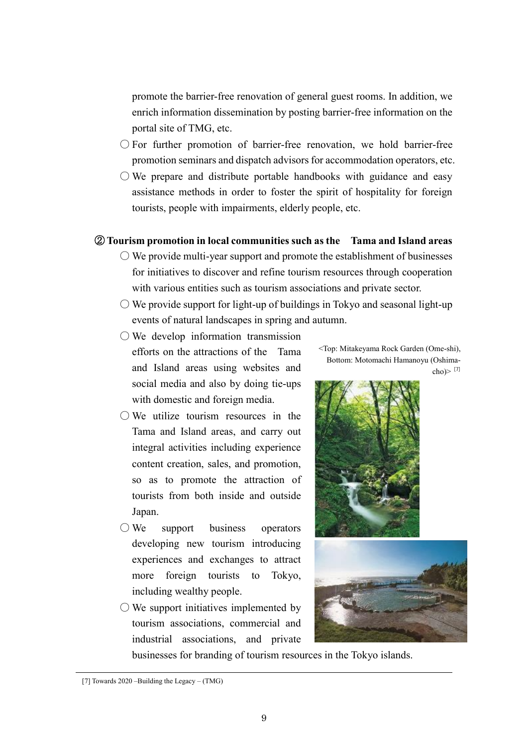promote the barrier-free renovation of general guest rooms. In addition, we enrich information dissemination by posting barrier-free information on the portal site of TMG, etc.

- For further promotion of barrier-free renovation, we hold barrier-free promotion seminars and dispatch advisors for accommodation operators, etc.
- We prepare and distribute portable handbooks with guidance and easy assistance methods in order to foster the spirit of hospitality for foreign tourists, people with impairments, elderly people, etc.

**② Tourism promotion in local communities such as the Tama and Island areas**

- We provide multi-year support and promote the establishment of businesses for initiatives to discover and refine tourism resources through cooperation with various entities such as tourism associations and private sector.
- We provide support for light-up of buildings in Tokyo and seasonal light-up events of natural landscapes in spring and autumn.
- We develop information transmission efforts on the attractions of the Tama and Island areas using websites and social media and also by doing tie-ups with domestic and foreign media.
- We utilize tourism resources in the Tama and Island areas, and carry out integral activities including experience content creation, sales, and promotion, so as to promote the attraction of tourists from both inside and outside Japan.
- We support business operators developing new tourism introducing experiences and exchanges to attract more foreign tourists to Tokyo, including wealthy people.
- We support initiatives implemented by tourism associations, commercial and industrial associations, and private businesses for branding of tourism resources in the Tokyo islands.

<Top: Mitakeyama Rock Garden (Ome-shi), Bottom: Motomachi Hamanoyu (Oshima-cho)> [7]

---

[7] Towards 2020 –Building the Legacy – (TMG)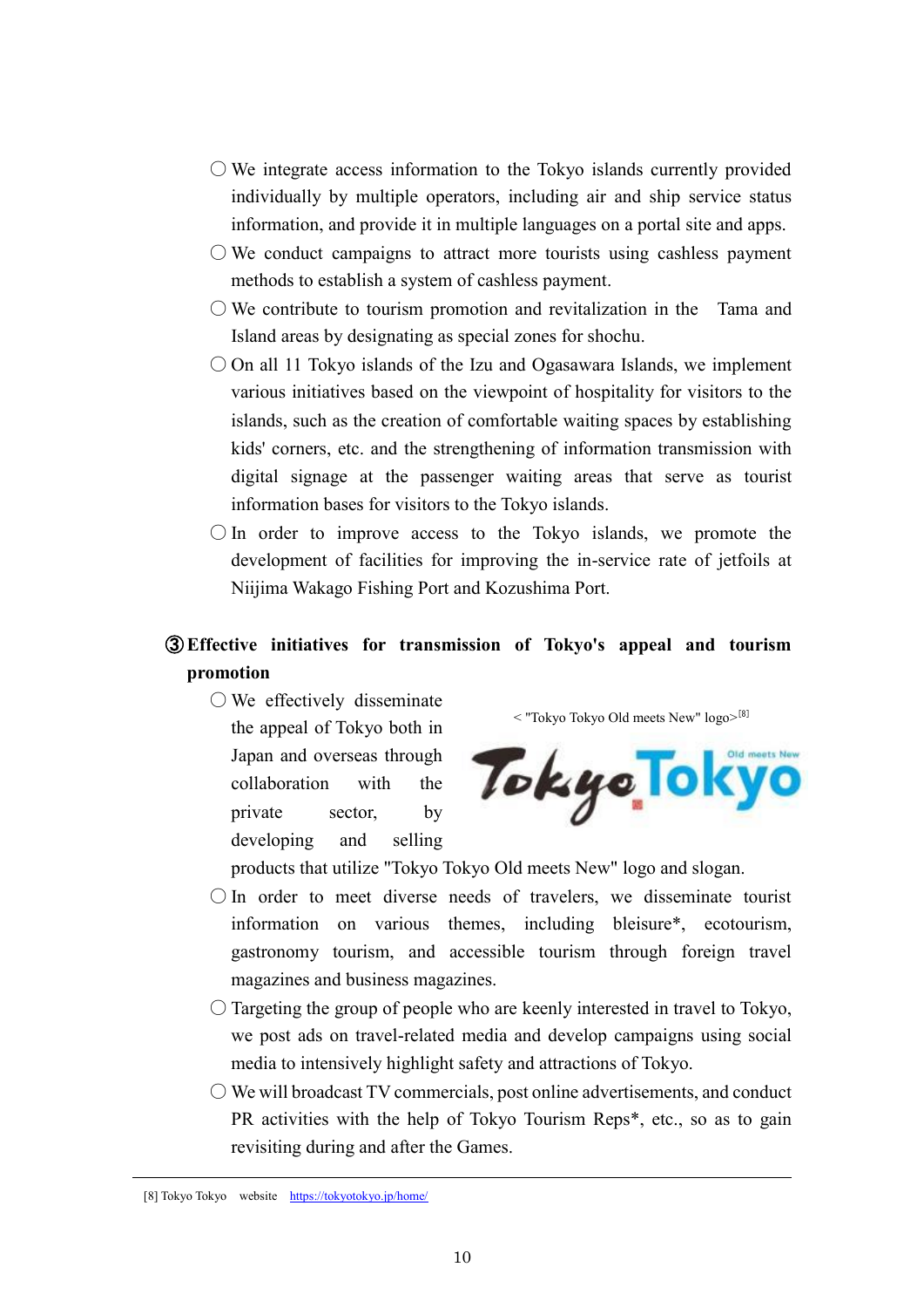○ We integrate access information to the Tokyo islands currently provided individually by multiple operators, including air and ship service status information, and provide it in multiple languages on a portal site and apps.

○ We conduct campaigns to attract more tourists using cashless payment methods to establish a system of cashless payment.

○ We contribute to tourism promotion and revitalization in the Tama and Island areas by designating as special zones for shochu.

○ On all 11 Tokyo islands of the Izu and Ogasawara Islands, we implement various initiatives based on the viewpoint of hospitality for visitors to the islands, such as the creation of comfortable waiting spaces by establishing kids' corners, etc. and the strengthening of information transmission with digital signage at the passenger waiting areas that serve as tourist information bases for visitors to the Tokyo islands.

○ In order to improve access to the Tokyo islands, we promote the development of facilities for improving the in-service rate of jetfoils at Niijima Wakago Fishing Port and Kozushima Port.

### ③ Effective initiatives for transmission of Tokyo's appeal and tourism promotion

○ We effectively disseminate the appeal of Tokyo both in Japan and overseas through collaboration with the private sector, by developing and selling products that utilize "Tokyo Tokyo Old meets New" logo and slogan.

< "Tokyo Tokyo Old meets New" logo>[8]

Tokyo Tokyo Old meets New

○ In order to meet diverse needs of travelers, we disseminate tourist information on various themes, including bleisure*, ecotourism, gastronomy tourism, and accessible tourism through foreign travel magazines and business magazines.

○ Targeting the group of people who are keenly interested in travel to Tokyo, we post ads on travel-related media and develop campaigns using social media to intensively highlight safety and attractions of Tokyo.

○ We will broadcast TV commercials, post online advertisements, and conduct PR activities with the help of Tokyo Tourism Reps*, etc., so as to gain revisiting during and after the Games.

---

[8] Tokyo Tokyo website https://tokyotokyo.jp/home/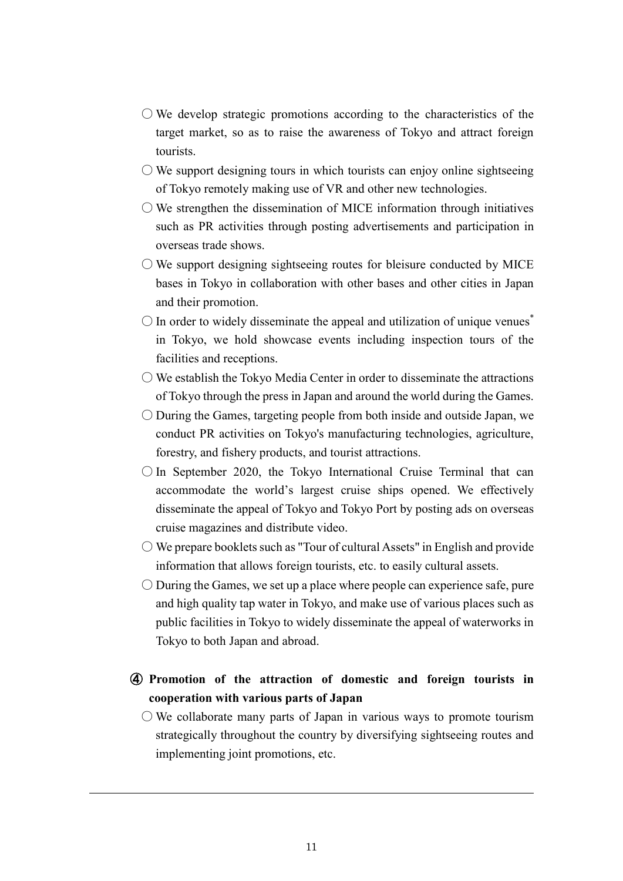○ We develop strategic promotions according to the characteristics of the target market, so as to raise the awareness of Tokyo and attract foreign tourists.

○ We support designing tours in which tourists can enjoy online sightseeing of Tokyo remotely making use of VR and other new technologies.

○ We strengthen the dissemination of MICE information through initiatives such as PR activities through posting advertisements and participation in overseas trade shows.

○ We support designing sightseeing routes for bleisure conducted by MICE bases in Tokyo in collaboration with other bases and other cities in Japan and their promotion.

○ In order to widely disseminate the appeal and utilization of unique venues* in Tokyo, we hold showcase events including inspection tours of the facilities and receptions.

○ We establish the Tokyo Media Center in order to disseminate the attractions of Tokyo through the press in Japan and around the world during the Games.

○ During the Games, targeting people from both inside and outside Japan, we conduct PR activities on Tokyo's manufacturing technologies, agriculture, forestry, and fishery products, and tourist attractions.

○ In September 2020, the Tokyo International Cruise Terminal that can accommodate the world's largest cruise ships opened. We effectively disseminate the appeal of Tokyo and Tokyo Port by posting ads on overseas cruise magazines and distribute video.

○ We prepare booklets such as "Tour of cultural Assets" in English and provide information that allows foreign tourists, etc. to easily cultural assets.

○ During the Games, we set up a place where people can experience safe, pure and high quality tap water in Tokyo, and make use of various places such as public facilities in Tokyo to widely disseminate the appeal of waterworks in Tokyo to both Japan and abroad.

### ④ Promotion of the attraction of domestic and foreign tourists in cooperation with various parts of Japan

○ We collaborate many parts of Japan in various ways to promote tourism strategically throughout the country by diversifying sightseeing routes and implementing joint promotions, etc.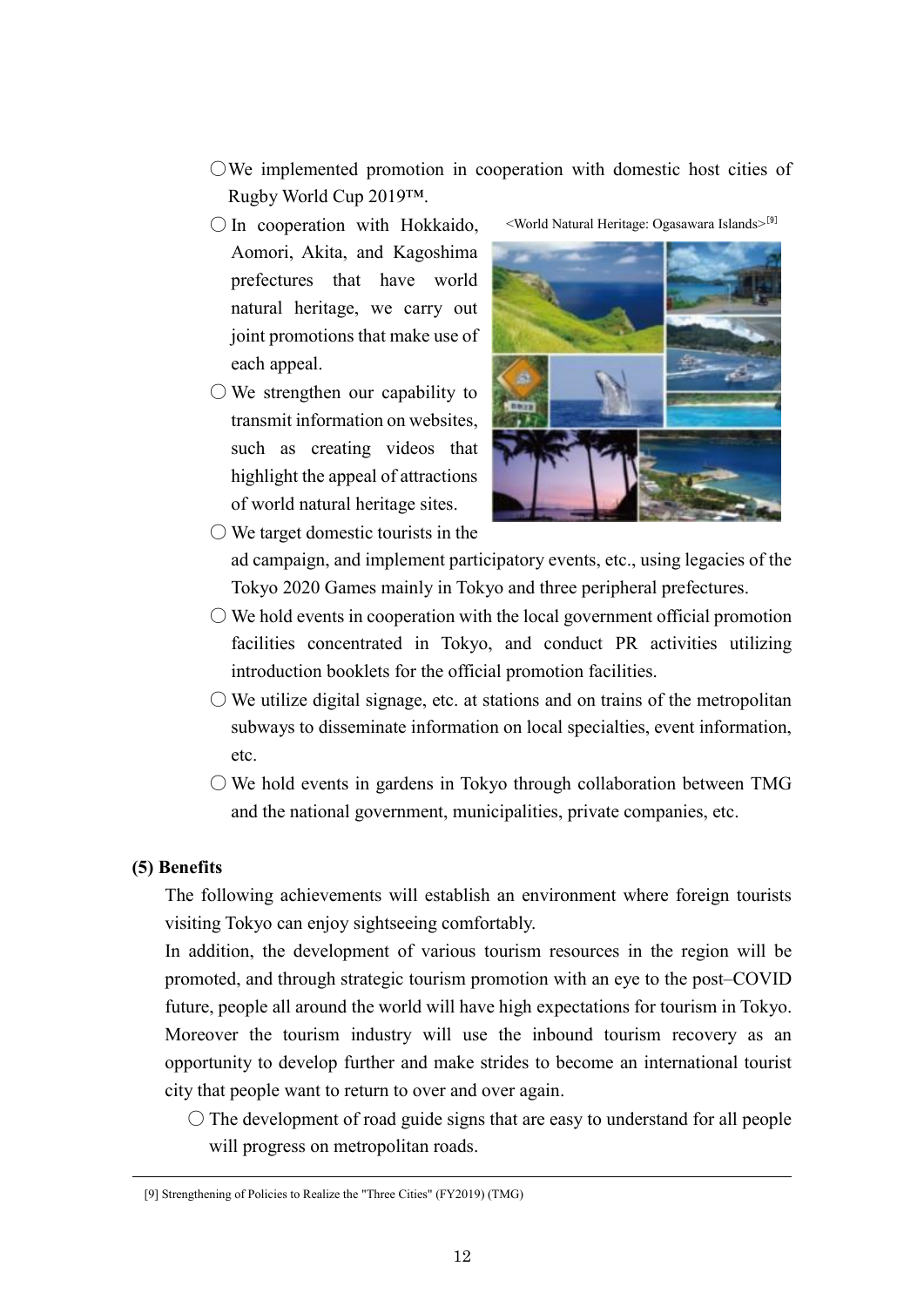○We implemented promotion in cooperation with domestic host cities of Rugby World Cup 2019™.

○ In cooperation with Hokkaido, Aomori, Akita, and Kagoshima prefectures that have world natural heritage, we carry out joint promotions that make use of each appeal.

<World Natural Heritage: Ogasawara Islands>[9]

○ We strengthen our capability to transmit information on websites, such as creating videos that highlight the appeal of attractions of world natural heritage sites.

○ We target domestic tourists in the ad campaign, and implement participatory events, etc., using legacies of the Tokyo 2020 Games mainly in Tokyo and three peripheral prefectures.

○ We hold events in cooperation with the local government official promotion facilities concentrated in Tokyo, and conduct PR activities utilizing introduction booklets for the official promotion facilities.

○ We utilize digital signage, etc. at stations and on trains of the metropolitan subways to disseminate information on local specialties, event information, etc.

○ We hold events in gardens in Tokyo through collaboration between TMG and the national government, municipalities, private companies, etc.

**(5) Benefits**

The following achievements will establish an environment where foreign tourists visiting Tokyo can enjoy sightseeing comfortably.

In addition, the development of various tourism resources in the region will be promoted, and through strategic tourism promotion with an eye to the post–COVID future, people all around the world will have high expectations for tourism in Tokyo. Moreover the tourism industry will use the inbound tourism recovery as an opportunity to develop further and make strides to become an international tourist city that people want to return to over and over again.

○ The development of road guide signs that are easy to understand for all people will progress on metropolitan roads.

---

[9] Strengthening of Policies to Realize the "Three Cities" (FY2019) (TMG)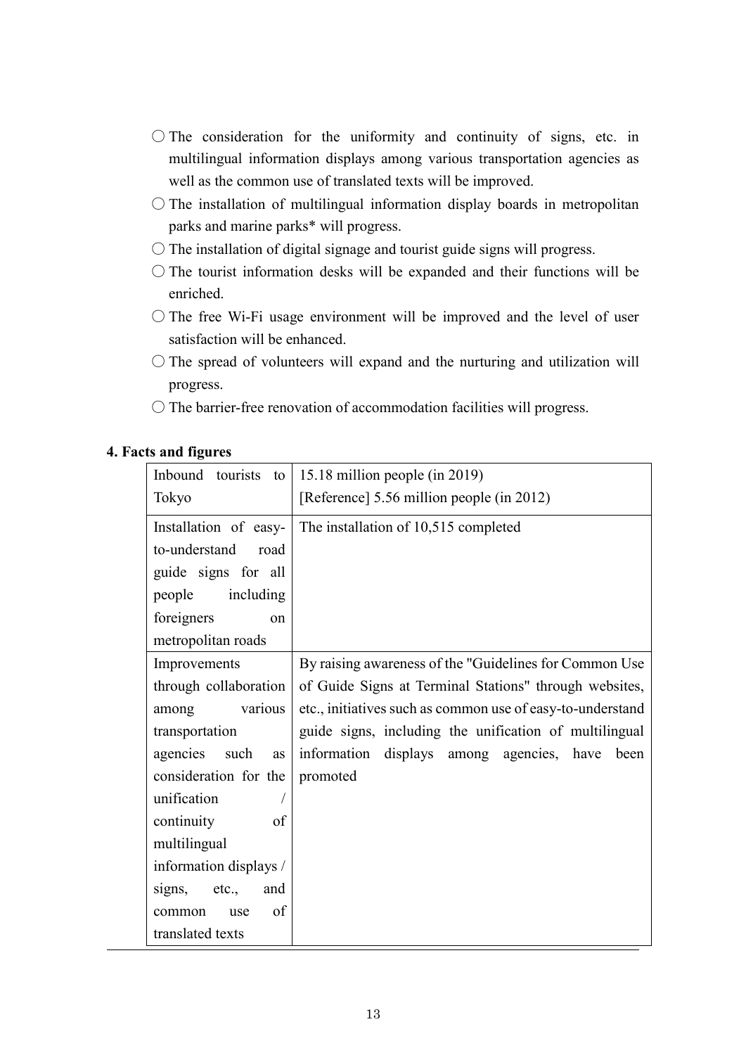- ○ The consideration for the uniformity and continuity of signs, etc. in multilingual information displays among various transportation agencies as well as the common use of translated texts will be improved.
- ○ The installation of multilingual information display boards in metropolitan parks and marine parks* will progress.
- ○ The installation of digital signage and tourist guide signs will progress.
- ○ The tourist information desks will be expanded and their functions will be enriched.
- ○ The free Wi-Fi usage environment will be improved and the level of user satisfaction will be enhanced.
- ○ The spread of volunteers will expand and the nurturing and utilization will progress.
- ○ The barrier-free renovation of accommodation facilities will progress.

**4. Facts and figures**

| | |
|---|---|
| Inbound tourists to Tokyo | 15.18 million people (in 2019)<br>[Reference] 5.56 million people (in 2012) |
| Installation of easy-to-understand road guide signs for all people including foreigners on metropolitan roads | The installation of 10,515 completed |
| Improvements through collaboration among various transportation agencies such as consideration for the unification / continuity of multilingual information displays / signs, etc., and common use of translated texts | By raising awareness of the "Guidelines for Common Use of Guide Signs at Terminal Stations" through websites, etc., initiatives such as common use of easy-to-understand guide signs, including the unification of multilingual information displays among agencies, have been promoted |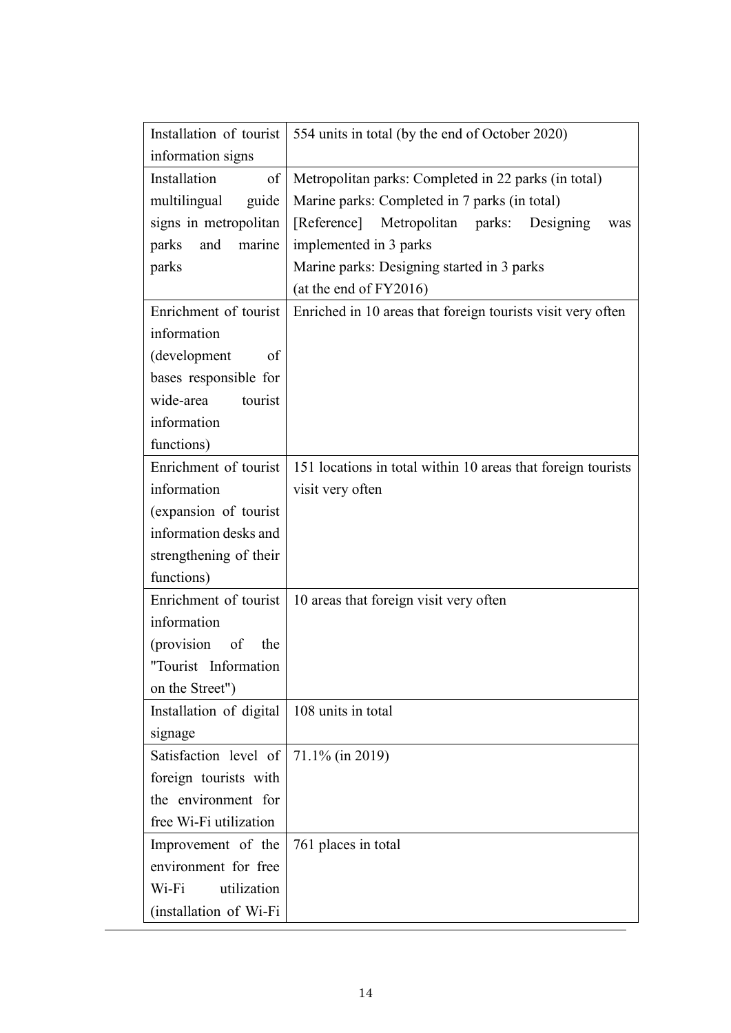| | |
|---|---|
| Installation of tourist information signs | 554 units in total (by the end of October 2020) |
| Installation of multilingual guide signs in metropolitan parks and marine parks | Metropolitan parks: Completed in 22 parks (in total)<br>Marine parks: Completed in 7 parks (in total)<br>[Reference] Metropolitan parks: Designing was implemented in 3 parks<br>Marine parks: Designing started in 3 parks<br>(at the end of FY2016) |
| Enrichment of tourist information (development of bases responsible for wide-area tourist information functions) | Enriched in 10 areas that foreign tourists visit very often |
| Enrichment of tourist information (expansion of tourist information desks and strengthening of their functions) | 151 locations in total within 10 areas that foreign tourists visit very often |
| Enrichment of tourist information (provision of the "Tourist Information on the Street") | 10 areas that foreign visit very often |
| Installation of digital signage | 108 units in total |
| Satisfaction level of foreign tourists with the environment for free Wi-Fi utilization | 71.1% (in 2019) |
| Improvement of the environment for free Wi-Fi utilization (installation of Wi-Fi | 761 places in total |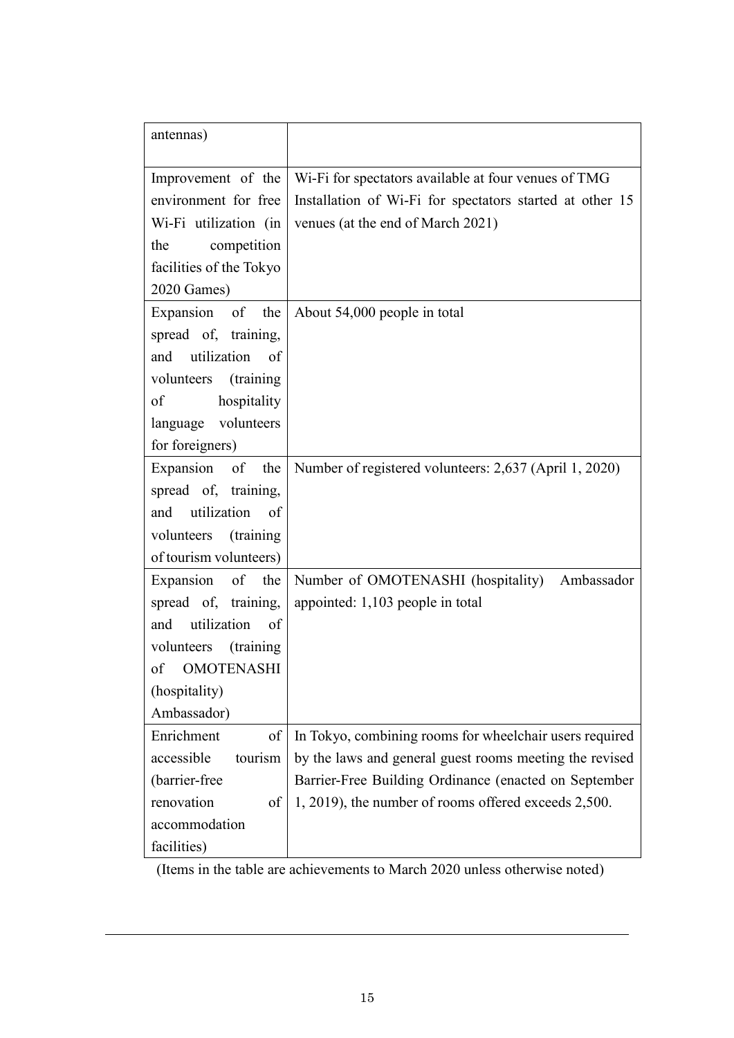| | |
|---|---|
| antennas) | |
| Improvement of the environment for free Wi-Fi utilization (in the competition facilities of the Tokyo 2020 Games) | Wi-Fi for spectators available at four venues of TMG<br>Installation of Wi-Fi for spectators started at other 15 venues (at the end of March 2021) |
| Expansion of the spread of, training, and utilization of volunteers (training of hospitality language volunteers for foreigners) | About 54,000 people in total |
| Expansion of the spread of, training, and utilization of volunteers (training of tourism volunteers) | Number of registered volunteers: 2,637 (April 1, 2020) |
| Expansion of the spread of, training, and utilization of volunteers (training of OMOTENASHI (hospitality) Ambassador) | Number of OMOTENASHI (hospitality) Ambassador appointed: 1,103 people in total |
| Enrichment of accessible tourism (barrier-free renovation of accommodation facilities) | In Tokyo, combining rooms for wheelchair users required by the laws and general guest rooms meeting the revised Barrier-Free Building Ordinance (enacted on September 1, 2019), the number of rooms offered exceeds 2,500. |

(Items in the table are achievements to March 2020 unless otherwise noted)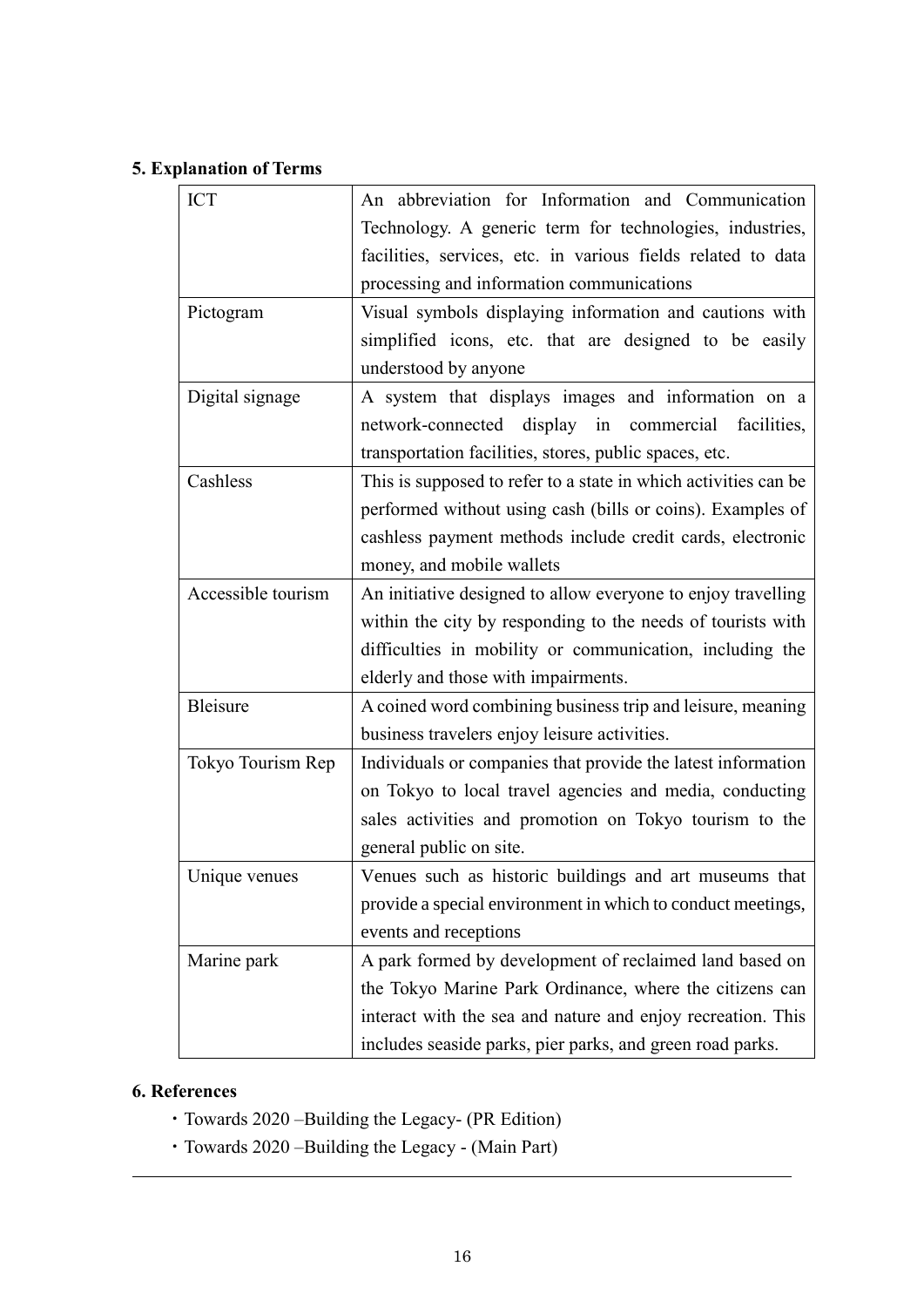## 5. Explanation of Terms

| | |
|---|---|
| ICT | An abbreviation for Information and Communication Technology. A generic term for technologies, industries, facilities, services, etc. in various fields related to data processing and information communications |
| Pictogram | Visual symbols displaying information and cautions with simplified icons, etc. that are designed to be easily understood by anyone |
| Digital signage | A system that displays images and information on a network-connected display in commercial facilities, transportation facilities, stores, public spaces, etc. |
| Cashless | This is supposed to refer to a state in which activities can be performed without using cash (bills or coins). Examples of cashless payment methods include credit cards, electronic money, and mobile wallets |
| Accessible tourism | An initiative designed to allow everyone to enjoy travelling within the city by responding to the needs of tourists with difficulties in mobility or communication, including the elderly and those with impairments. |
| Bleisure | A coined word combining business trip and leisure, meaning business travelers enjoy leisure activities. |
| Tokyo Tourism Rep | Individuals or companies that provide the latest information on Tokyo to local travel agencies and media, conducting sales activities and promotion on Tokyo tourism to the general public on site. |
| Unique venues | Venues such as historic buildings and art museums that provide a special environment in which to conduct meetings, events and receptions |
| Marine park | A park formed by development of reclaimed land based on the Tokyo Marine Park Ordinance, where the citizens can interact with the sea and nature and enjoy recreation. This includes seaside parks, pier parks, and green road parks. |

## 6. References

- Towards 2020 –Building the Legacy- (PR Edition)
- Towards 2020 –Building the Legacy - (Main Part)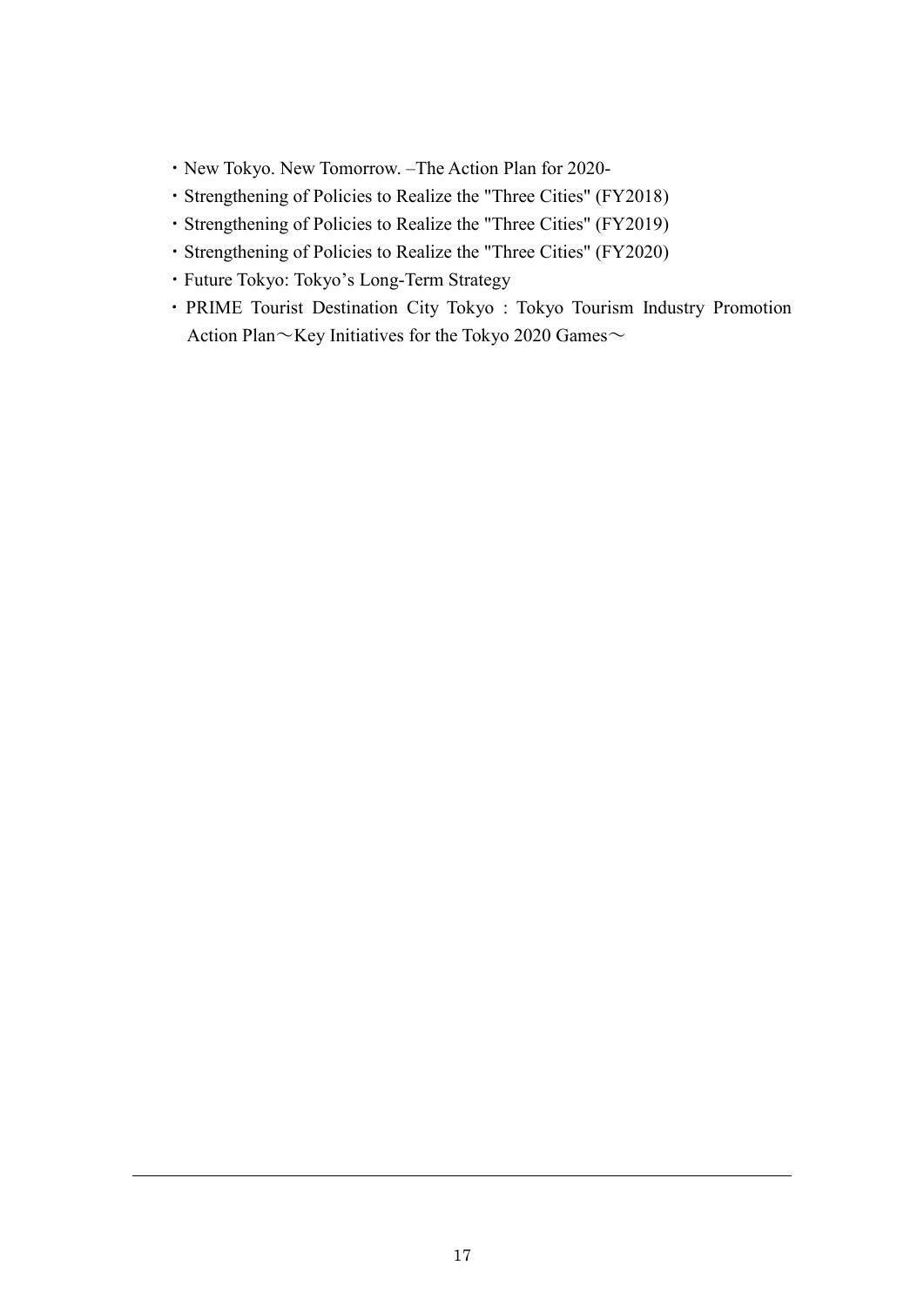- New Tokyo. New Tomorrow. –The Action Plan for 2020-
- Strengthening of Policies to Realize the "Three Cities" (FY2018)
- Strengthening of Policies to Realize the "Three Cities" (FY2019)
- Strengthening of Policies to Realize the "Three Cities" (FY2020)
- Future Tokyo: Tokyo's Long-Term Strategy
- PRIME Tourist Destination City Tokyo : Tokyo Tourism Industry Promotion Action Plan～Key Initiatives for the Tokyo 2020 Games～